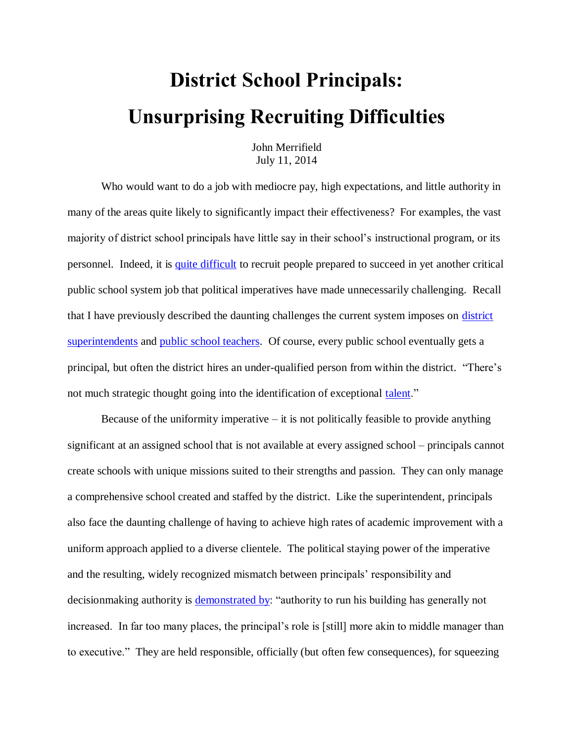# District School Principals: Unsurprising Recruiting Difficulties

John Merrifield
July 11, 2014

Who would want to do a job with mediocre pay, high expectations, and little authority in many of the areas quite likely to significantly impact their effectiveness? For examples, the vast majority of district school principals have little say in their school's instructional program, or its personnel. Indeed, it is quite difficult to recruit people prepared to succeed in yet another critical public school system job that political imperatives have made unnecessarily challenging. Recall that I have previously described the daunting challenges the current system imposes on district superintendents and public school teachers. Of course, every public school eventually gets a principal, but often the district hires an under-qualified person from within the district. "There's not much strategic thought going into the identification of exceptional talent."

Because of the uniformity imperative – it is not politically feasible to provide anything significant at an assigned school that is not available at every assigned school – principals cannot create schools with unique missions suited to their strengths and passion. They can only manage a comprehensive school created and staffed by the district. Like the superintendent, principals also face the daunting challenge of having to achieve high rates of academic improvement with a uniform approach applied to a diverse clientele. The political staying power of the imperative and the resulting, widely recognized mismatch between principals' responsibility and decisionmaking authority is demonstrated by: "authority to run his building has generally not increased. In far too many places, the principal's role is [still] more akin to middle manager than to executive." They are held responsible, officially (but often few consequences), for squeezing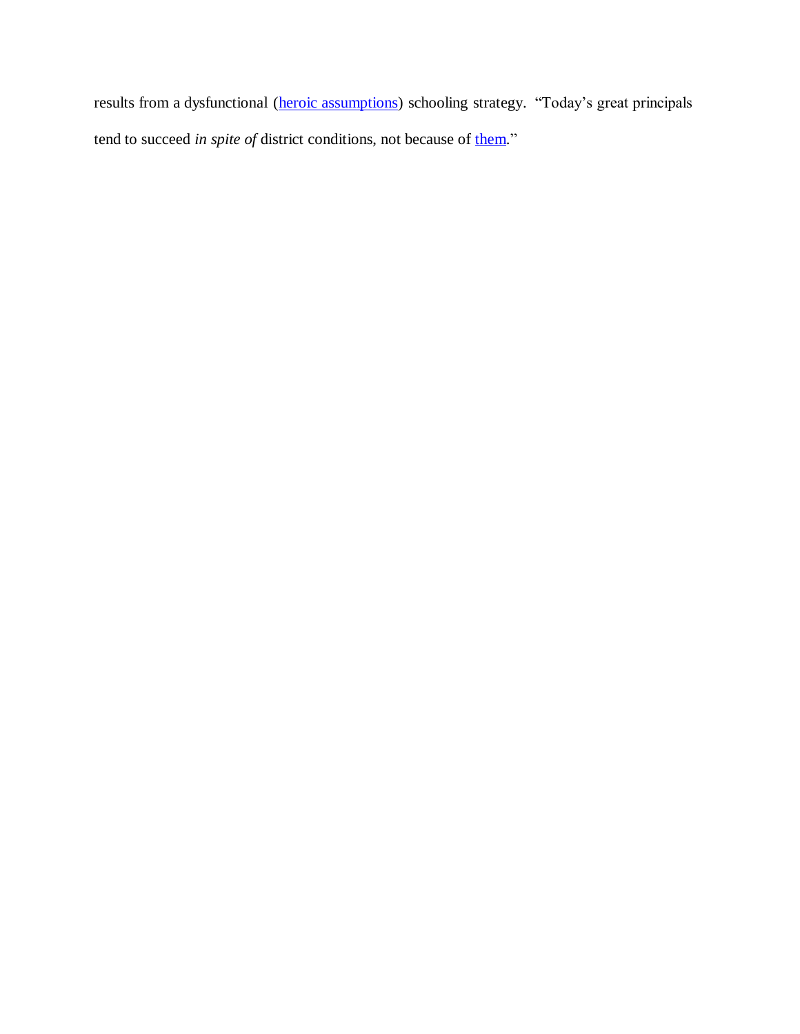results from a dysfunctional (heroic assumptions) schooling strategy. "Today's great principals tend to succeed *in spite of* district conditions, not because of them."